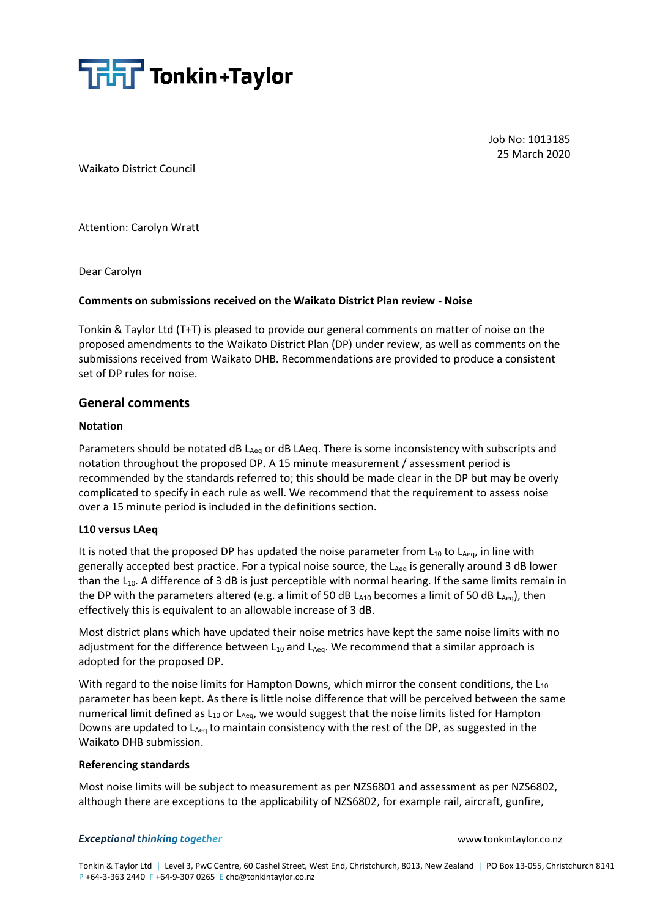Job No: 1013185
25 March 2020

Waikato District Council

Attention: Carolyn Wratt

Dear Carolyn

**Comments on submissions received on the Waikato District Plan review - Noise**

Tonkin & Taylor Ltd (T+T) is pleased to provide our general comments on matter of noise on the proposed amendments to the Waikato District Plan (DP) under review, as well as comments on the submissions received from Waikato DHB. Recommendations are provided to produce a consistent set of DP rules for noise.

## General comments

### Notation

Parameters should be notated dB $L_{Aeq}$ or dB LAeq. There is some inconsistency with subscripts and notation throughout the proposed DP. A 15 minute measurement / assessment period is recommended by the standards referred to; this should be made clear in the DP but may be overly complicated to specify in each rule as well. We recommend that the requirement to assess noise over a 15 minute period is included in the definitions section.

### L10 versus LAeq

It is noted that the proposed DP has updated the noise parameter from $L_{10}$ to $L_{Aeq}$, in line with generally accepted best practice. For a typical noise source, the $L_{Aeq}$ is generally around 3 dB lower than the $L_{10}$. A difference of 3 dB is just perceptible with normal hearing. If the same limits remain in the DP with the parameters altered (e.g. a limit of 50 dB $L_{A10}$ becomes a limit of 50 dB $L_{Aeq}$), then effectively this is equivalent to an allowable increase of 3 dB.

Most district plans which have updated their noise metrics have kept the same noise limits with no adjustment for the difference between $L_{10}$ and $L_{Aeq}$. We recommend that a similar approach is adopted for the proposed DP.

With regard to the noise limits for Hampton Downs, which mirror the consent conditions, the $L_{10}$ parameter has been kept. As there is little noise difference that will be perceived between the same numerical limit defined as $L_{10}$ or $L_{Aeq}$, we would suggest that the noise limits listed for Hampton Downs are updated to $L_{Aeq}$ to maintain consistency with the rest of the DP, as suggested in the Waikato DHB submission.

### Referencing standards

Most noise limits will be subject to measurement as per NZS6801 and assessment as per NZS6802, although there are exceptions to the applicability of NZS6802, for example rail, aircraft, gunfire,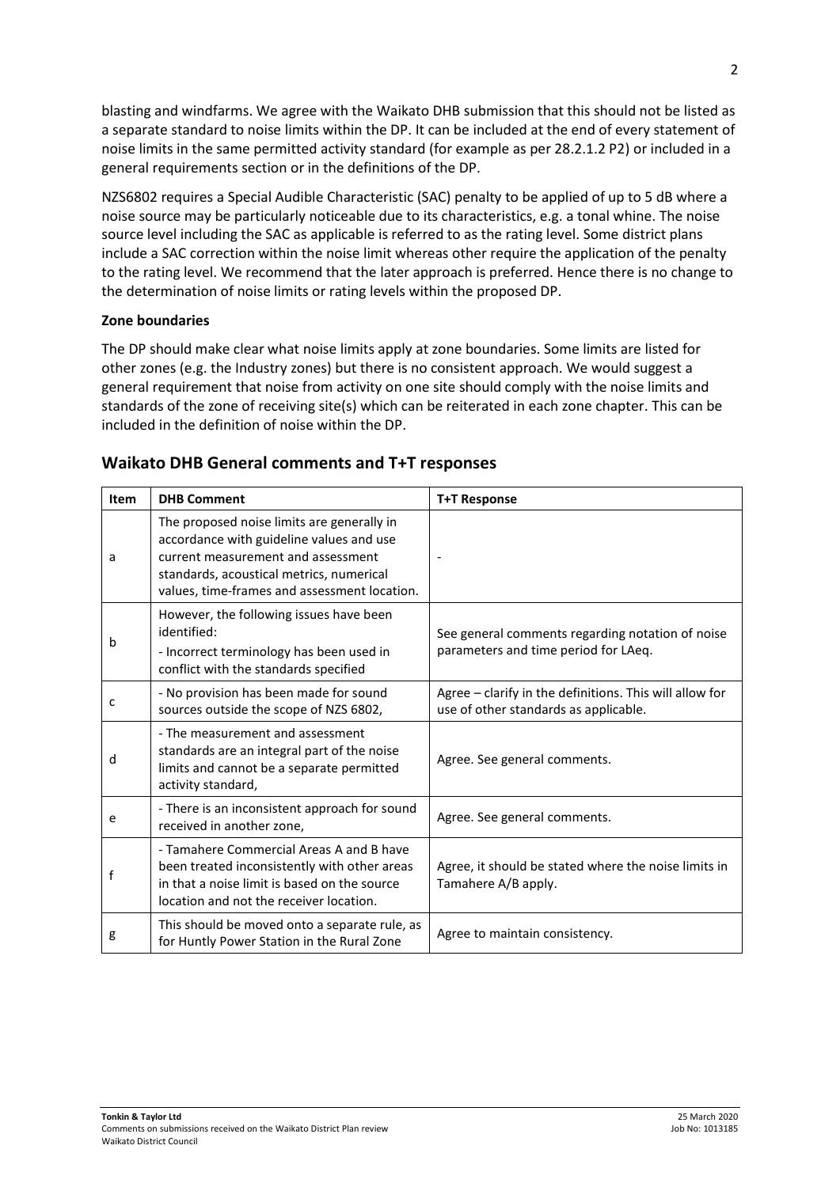blasting and windfarms. We agree with the Waikato DHB submission that this should not be listed as a separate standard to noise limits within the DP. It can be included at the end of every statement of noise limits in the same permitted activity standard (for example as per 28.2.1.2 P2) or included in a general requirements section or in the definitions of the DP.

NZS6802 requires a Special Audible Characteristic (SAC) penalty to be applied of up to 5 dB where a noise source may be particularly noticeable due to its characteristics, e.g. a tonal whine. The noise source level including the SAC as applicable is referred to as the rating level. Some district plans include a SAC correction within the noise limit whereas other require the application of the penalty to the rating level. We recommend that the later approach is preferred. Hence there is no change to the determination of noise limits or rating levels within the proposed DP.

**Zone boundaries**

The DP should make clear what noise limits apply at zone boundaries. Some limits are listed for other zones (e.g. the Industry zones) but there is no consistent approach. We would suggest a general requirement that noise from activity on one site should comply with the noise limits and standards of the zone of receiving site(s) which can be reiterated in each zone chapter. This can be included in the definition of noise within the DP.

## Waikato DHB General comments and T+T responses

| Item | DHB Comment | T+T Response |
|---|---|---|
| a | The proposed noise limits are generally in accordance with guideline values and use current measurement and assessment standards, acoustical metrics, numerical values, time-frames and assessment location. | - |
| b | However, the following issues have been identified:<br>- Incorrect terminology has been used in conflict with the standards specified | See general comments regarding notation of noise parameters and time period for LAeq. |
| c | - No provision has been made for sound sources outside the scope of NZS 6802, | Agree – clarify in the definitions. This will allow for use of other standards as applicable. |
| d | - The measurement and assessment standards are an integral part of the noise limits and cannot be a separate permitted activity standard, | Agree. See general comments. |
| e | - There is an inconsistent approach for sound received in another zone, | Agree. See general comments. |
| f | - Tamahere Commercial Areas A and B have been treated inconsistently with other areas in that a noise limit is based on the source location and not the receiver location. | Agree, it should be stated where the noise limits in Tamahere A/B apply. |
| g | This should be moved onto a separate rule, as for Huntly Power Station in the Rural Zone | Agree to maintain consistency. |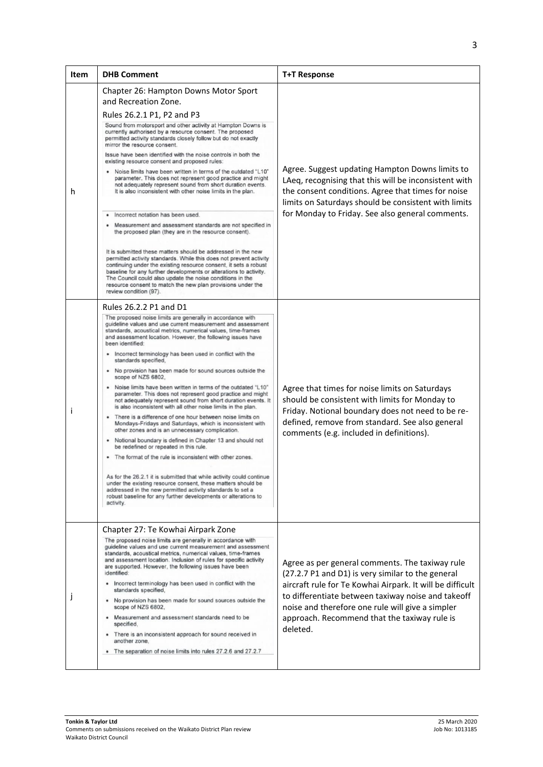| Item | DHB Comment | T+T Response |
|---|---|---|
| h | Chapter 26: Hampton Downs Motor Sport and Recreation Zone.<br><br>Rules 26.2.1 P1, P2 and P3<br><br>Sound from motorsport and other activity at Hampton Downs is currently authorised by a resource consent. The proposed permitted activity standards closely follow but do not exactly mirror the resource consent.<br><br>Issue have been identified with the noise controls in both the existing resource consent and proposed rules:<br>• Noise limits have been written in terms of the outdated "L10" parameter. This does not represent good practice and might not adequately represent sound from short duration events. It is also inconsistent with other noise limits in the plan.<br>• Incorrect notation has been used.<br>• Measurement and assessment standards are not specified in the proposed plan (they are in the resource consent).<br><br>It is submitted these matters should be addressed in the new permitted activity standards. While this does not prevent activity continuing under the existing resource consent, it sets a robust baseline for any further developments or alterations to activity. The Council could also update the noise conditions in the resource consent to match the new plan provisions under the review condition (97). | Agree. Suggest updating Hampton Downs limits to LAeq, recognising that this will be inconsistent with the consent conditions. Agree that times for noise limits on Saturdays should be consistent with limits for Monday to Friday. See also general comments. |
| i | Rules 26.2.2 P1 and D1<br><br>The proposed noise limits are generally in accordance with guideline values and use current measurement and assessment standards, acoustical metrics, numerical values, time-frames and assessment location. However, the following issues have been identified:<br>• Incorrect terminology has been used in conflict with the standards specified,<br>• No provision has been made for sound sources outside the scope of NZS 6802,<br>• Noise limits have been written in terms of the outdated "L10" parameter. This does not represent good practice and might not adequately represent sound from short duration events. It is also inconsistent with all other noise limits in the plan.<br>• There is a difference of one hour between noise limits on Mondays-Fridays and Saturdays, which is inconsistent with other zones and is an unnecessary complication.<br>• Notional boundary is defined in Chapter 13 and should not be redefined or repeated in this rule.<br>• The format of the rule is inconsistent with other zones.<br><br>As for the 26.2.1 it is submitted that while activity could continue under the existing resource consent, these matters should be addressed in the new permitted activity standards to set a robust baseline for any further developments or alterations to activity. | Agree that times for noise limits on Saturdays should be consistent with limits for Monday to Friday. Notional boundary does not need to be re-defined, remove from standard. See also general comments (e.g. included in definitions). |
| j | Chapter 27: Te Kowhai Airpark Zone<br><br>The proposed noise limits are generally in accordance with guideline values and use current measurement and assessment standards, acoustical metrics, numerical values, time-frames and assessment location. Inclusion of rules for specific activity are supported. However, the following issues have been identified:<br>• Incorrect terminology has been used in conflict with the standards specified,<br>• No provision has been made for sound sources outside the scope of NZS 6802,<br>• Measurement and assessment standards need to be specified,<br>• There is an inconsistent approach for sound received in another zone,<br>• The separation of noise limits into rules 27.2.6 and 27.2.7 | Agree as per general comments. The taxiway rule (27.2.7 P1 and D1) is very similar to the general aircraft rule for Te Kowhai Airpark. It will be difficult to differentiate between taxiway noise and takeoff noise and therefore one rule will give a simpler approach. Recommend that the taxiway rule is deleted. |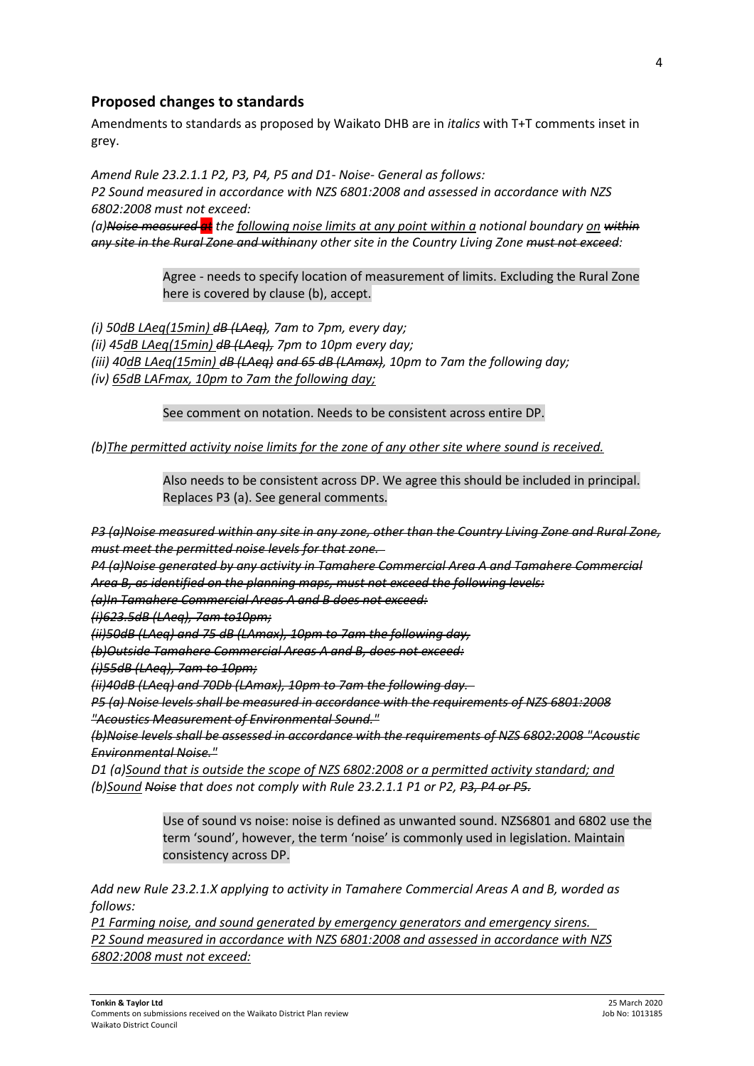## Proposed changes to standards

Amendments to standards as proposed by Waikato DHB are in *italics* with T+T comments inset in grey.

*Amend Rule 23.2.1.1 P2, P3, P4, P5 and D1- Noise- General as follows:*

*P2 Sound measured in accordance with NZS 6801:2008 and assessed in accordance with NZS 6802:2008 must not exceed:*

*(a)~~Noise measured at~~ the following noise limits at any point within a notional boundary on ~~within any site in the Rural Zone and within~~any other site in the Country Living Zone ~~must not exceed~~:*

> Agree - needs to specify location of measurement of limits. Excluding the Rural Zone here is covered by clause (b), accept.

*(i) 50dB LAeq(15min) ~~dB (LAeq)~~, 7am to 7pm, every day;*

*(ii) 45dB LAeq(15min) ~~dB (LAeq)~~, 7pm to 10pm every day;*

*(iii) 40dB LAeq(15min) ~~dB (LAeq) and 65 dB (LAmax)~~, 10pm to 7am the following day;*

*(iv) 65dB LAFmax, 10pm to 7am the following day;*

> See comment on notation. Needs to be consistent across entire DP.

*(b)The permitted activity noise limits for the zone of any other site where sound is received.*

> Also needs to be consistent across DP. We agree this should be included in principal. Replaces P3 (a). See general comments.

*~~P3 (a)Noise measured within any site in any zone, other than the Country Living Zone and Rural Zone, must meet the permitted noise levels for that zone.~~*

*~~P4 (a)Noise generated by any activity in Tamahere Commercial Area A and Tamahere Commercial Area B, as identified on the planning maps, must not exceed the following levels:~~*

*~~(a)In Tamahere Commercial Areas A and B does not exceed:~~*

*~~(i)623.5dB (LAeq), 7am to10pm;~~*

*~~(ii)50dB (LAeq) and 75 dB (LAmax), 10pm to 7am the following day,~~*

*~~(b)Outside Tamahere Commercial Areas A and B, does not exceed:~~*

*~~(i)55dB (LAeq), 7am to 10pm;~~*

*~~(ii)40dB (LAeq) and 70Db (LAmax), 10pm to 7am the following day.~~*

*~~P5 (a) Noise levels shall be measured in accordance with the requirements of NZS 6801:2008 "Acoustics Measurement of Environmental Sound."~~*

*~~(b)Noise levels shall be assessed in accordance with the requirements of NZS 6802:2008 "Acoustic Environmental Noise."~~*

*D1 (a)Sound that is outside the scope of NZS 6802:2008 or a permitted activity standard; and*

*(b)Sound ~~Noise~~ that does not comply with Rule 23.2.1.1 P1 or P2, ~~P3, P4 or P5~~.*

> Use of sound vs noise: noise is defined as unwanted sound. NZS6801 and 6802 use the term 'sound', however, the term 'noise' is commonly used in legislation. Maintain consistency across DP.

*Add new Rule 23.2.1.X applying to activity in Tamahere Commercial Areas A and B, worded as follows:*

*P1 Farming noise, and sound generated by emergency generators and emergency sirens.*

*P2 Sound measured in accordance with NZS 6801:2008 and assessed in accordance with NZS 6802:2008 must not exceed:*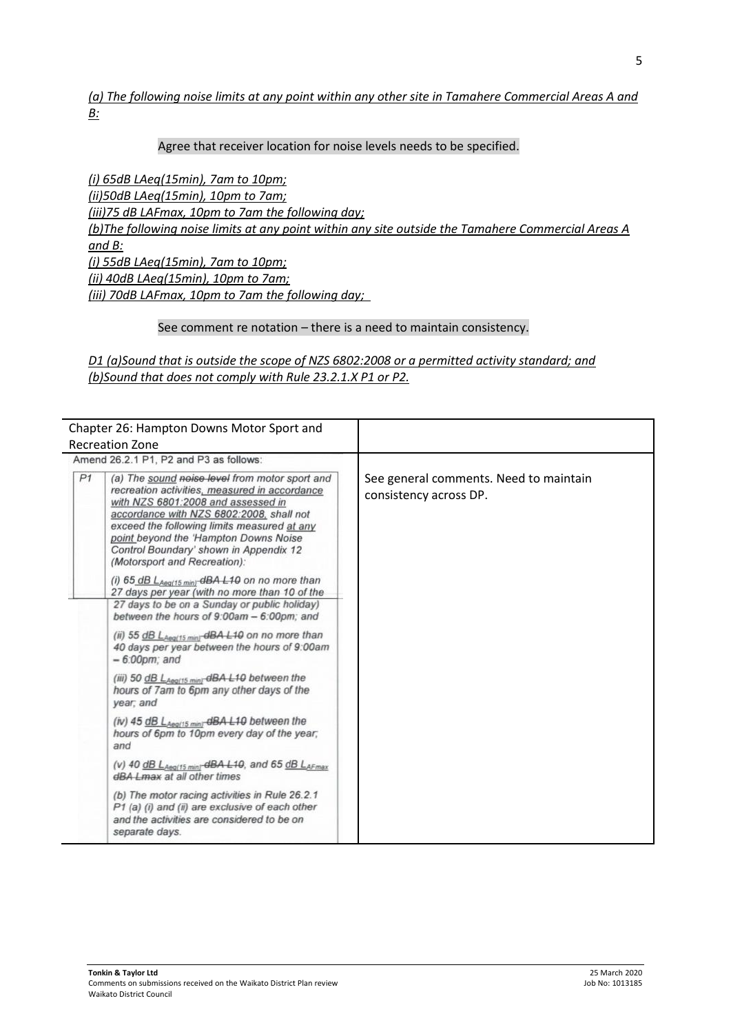*(a) The following noise limits at any point within any other site in Tamahere Commercial Areas A and B:*

Agree that receiver location for noise levels needs to be specified.

*(i) 65dB LAeq(15min), 7am to 10pm;*
*(ii)50dB LAeq(15min), 10pm to 7am;*
*(iii)75 dB LAFmax, 10pm to 7am the following day;*
*(b)The following noise limits at any point within any site outside the Tamahere Commercial Areas A and B:*
*(i) 55dB LAeq(15min), 7am to 10pm;*
*(ii) 40dB LAeq(15min), 10pm to 7am;*
*(iii) 70dB LAFmax, 10pm to 7am the following day;*

See comment re notation – there is a need to maintain consistency.

*D1 (a)Sound that is outside the scope of NZS 6802:2008 or a permitted activity standard; and*
*(b)Sound that does not comply with Rule 23.2.1.X P1 or P2.*

| Chapter 26: Hampton Downs Motor Sport and Recreation Zone | |
|---|---|
| Amend 26.2.1 P1, P2 and P3 as follows:<br><br>**P1** (a) The sound ~~noise level~~ from motor sport and recreation activities, measured in accordance with NZS 6801:2008 and assessed in accordance with NZS 6802:2008, shall not exceed the following limits measured at any point beyond the 'Hampton Downs Noise Control Boundary' shown in Appendix 12 (Motorsport and Recreation):<br><br>(i) 65 dB $L_{Aeq(15\,min)}$ ~~dBA L10~~ on no more than 27 days per year (with no more than 10 of the 27 days to be on a Sunday or public holiday) between the hours of 9:00am – 6:00pm; and<br><br>(ii) 55 dB $L_{Aeq(15\,min)}$ ~~dBA L10~~ on no more than 40 days per year between the hours of 9:00am – 6:00pm; and<br><br>(iii) 50 dB $L_{Aeq(15\,min)}$ ~~dBA L10~~ between the hours of 7am to 6pm any other days of the year; and<br><br>(iv) 45 dB $L_{Aeq(15\,min)}$ ~~dBA L10~~ between the hours of 6pm to 10pm every day of the year; and<br><br>(v) 40 dB $L_{Aeq(15\,min)}$ ~~dBA L10~~, and 65 dB $L_{AFmax}$ ~~dBA Lmax~~ at all other times<br><br>(b) The motor racing activities in Rule 26.2.1 P1 (a) (i) and (ii) are exclusive of each other and the activities are considered to be on separate days. | See general comments. Need to maintain consistency across DP. |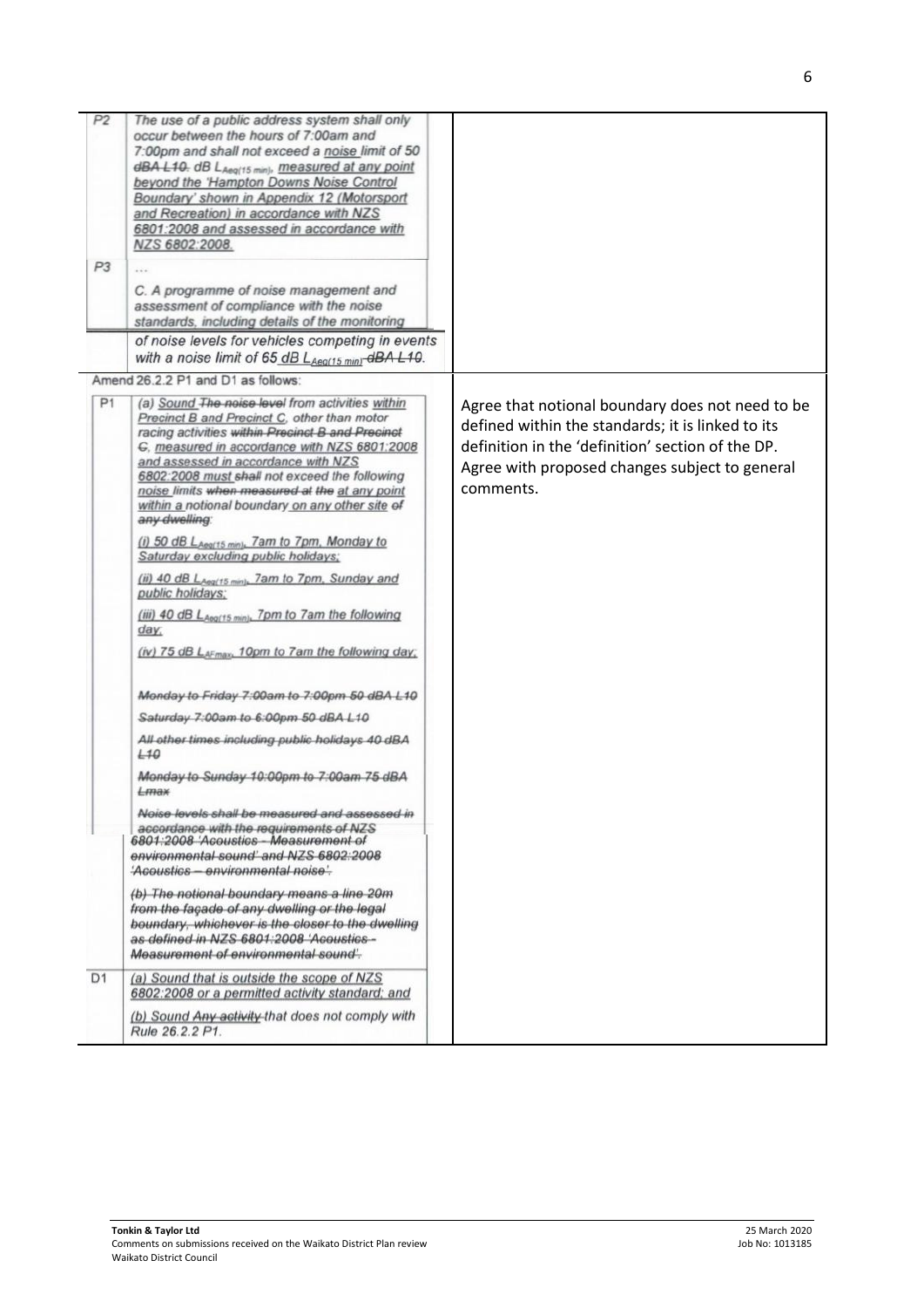| | |
|---|---|
| P2 The use of a public address system shall only occur between the hours of 7:00am and 7:00pm and shall not exceed a noise limit of 50 ~~dBA L10.~~ dB $L_{Aeq(15 min)}$, measured at any point beyond the 'Hampton Downs Noise Control Boundary' shown in Appendix 12 (Motorsport and Recreation) in accordance with NZS 6801:2008 and assessed in accordance with NZS 6802:2008.<br><br>P3 …<br>C. A programme of noise management and assessment of compliance with the noise standards, including details of the monitoring of noise levels for vehicles competing in events with a noise limit of 65 dB $L_{Aeq(15 min)}$ ~~dBA L10~~. | |
| Amend 26.2.2 P1 and D1 as follows:<br><br>P1 (a) Sound ~~The noise level~~ from activities within Precinct B and Precinct C, other than motor racing activities ~~within Precinct B and Precinct C,~~ measured in accordance with NZS 6801:2008 and assessed in accordance with NZS 6802:2008 must ~~shall~~ not exceed the following noise limits ~~when measured at the~~ at any point within a notional boundary on any other site ~~of any dwelling~~:<br>(i) 50 dB $L_{Aeq(15 min)}$, 7am to 7pm, Monday to Saturday excluding public holidays;<br>(ii) 40 dB $L_{Aeq(15 min)}$, 7am to 7pm, Sunday and public holidays;<br>(iii) 40 dB $L_{Aeq(15 min)}$, 7pm to 7am the following day;<br>(iv) 75 dB $L_{AFmax}$, 10pm to 7am the following day;<br><br>~~Monday to Friday 7:00am to 7:00pm 50 dBA L10~~<br>~~Saturday 7:00am to 6:00pm 50 dBA L10~~<br>~~All other times including public holidays 40 dBA L10~~<br>~~Monday to Sunday 10:00pm to 7:00am 75 dBA Lmax~~<br>~~Noise levels shall be measured and assessed in accordance with the requirements of NZS 6801:2008 'Acoustics - Measurement of environmental sound' and NZS 6802:2008 'Acoustics – environmental noise'.~~<br>~~(b) The notional boundary means a line 20m from the façade of any dwelling or the legal boundary, whichever is the closer to the dwelling as defined in NZS 6801:2008 'Acoustics - Measurement of environmental sound'.~~<br><br>D1 (a) Sound that is outside the scope of NZS 6802:2008 or a permitted activity standard; and<br>(b) Sound ~~Any activity~~ that does not comply with Rule 26.2.2 P1. | Agree that notional boundary does not need to be defined within the standards; it is linked to its definition in the 'definition' section of the DP. Agree with proposed changes subject to general comments. |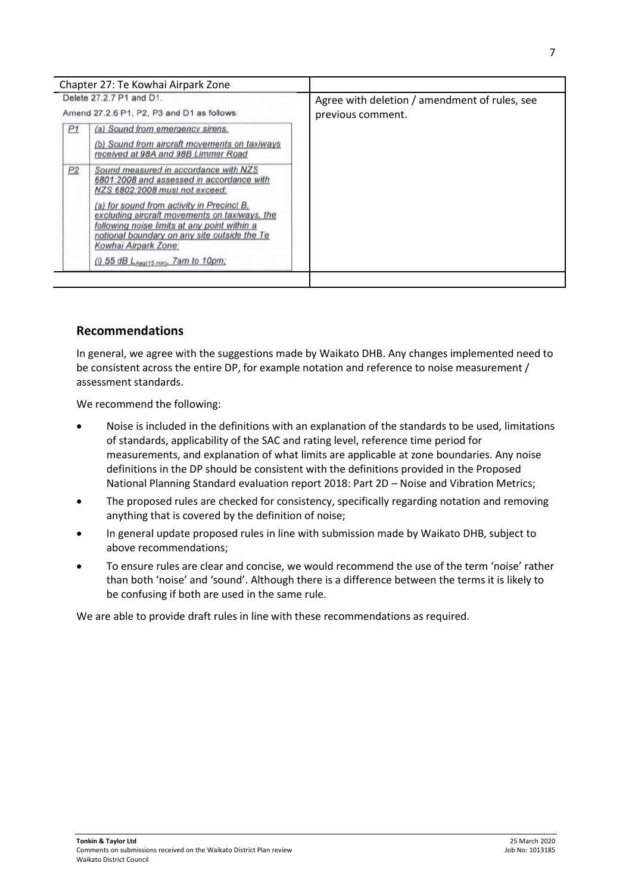| Chapter 27: Te Kowhai Airpark Zone | |
|---|---|
| Delete 27.2.7 P1 and D1.<br><br>Amend 27.2.6 P1, P2, P3 and D1 as follows:<br><br>P1 — (a) Sound from emergency sirens.<br>(b) Sound from aircraft movements on taxiways received at 98A and 98B Limmer Road<br><br>P2 — Sound measured in accordance with NZS 6801:2008 and assessed in accordance with NZS 6802:2008 must not exceed:<br>(a) for sound from activity in Precinct B, excluding aircraft movements on taxiways, the following noise limits at any point within a notional boundary on any site outside the Te Kowhai Airpark Zone:<br>(i) 55 dB $L_{Aeq(15\ min)}$, 7am to 10pm; | Agree with deletion / amendment of rules, see previous comment. |
| | |

## Recommendations

In general, we agree with the suggestions made by Waikato DHB. Any changes implemented need to be consistent across the entire DP, for example notation and reference to noise measurement / assessment standards.

We recommend the following:

- Noise is included in the definitions with an explanation of the standards to be used, limitations of standards, applicability of the SAC and rating level, reference time period for measurements, and explanation of what limits are applicable at zone boundaries. Any noise definitions in the DP should be consistent with the definitions provided in the Proposed National Planning Standard evaluation report 2018: Part 2D – Noise and Vibration Metrics;
- The proposed rules are checked for consistency, specifically regarding notation and removing anything that is covered by the definition of noise;
- In general update proposed rules in line with submission made by Waikato DHB, subject to above recommendations;
- To ensure rules are clear and concise, we would recommend the use of the term 'noise' rather than both 'noise' and 'sound'. Although there is a difference between the terms it is likely to be confusing if both are used in the same rule.

We are able to provide draft rules in line with these recommendations as required.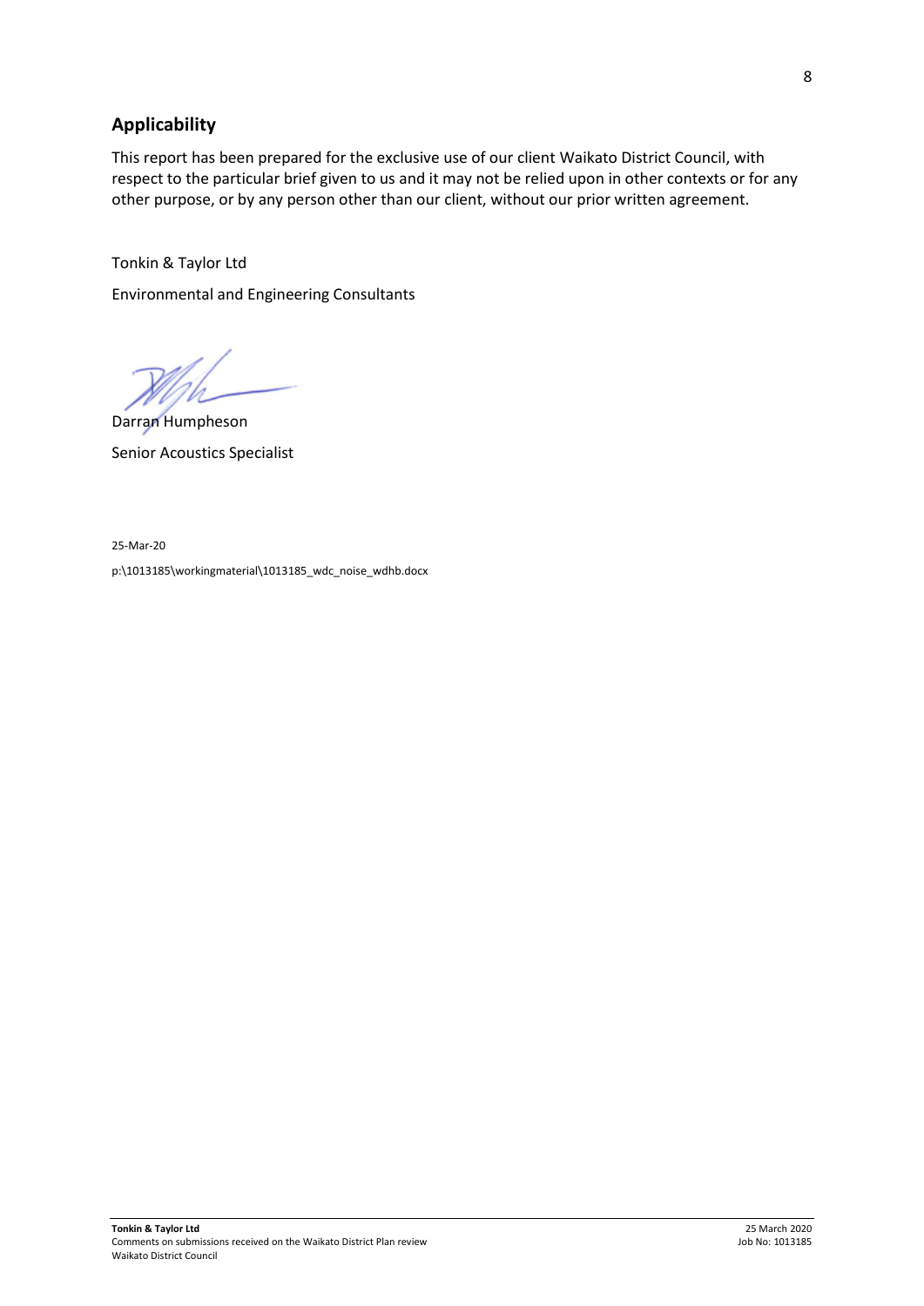## Applicability

This report has been prepared for the exclusive use of our client Waikato District Council, with respect to the particular brief given to us and it may not be relied upon in other contexts or for any other purpose, or by any person other than our client, without our prior written agreement.

Tonkin & Taylor Ltd

Environmental and Engineering Consultants

Darran Humpheson

Senior Acoustics Specialist

25-Mar-20

p:\1013185\workingmaterial\1013185_wdc_noise_wdhb.docx